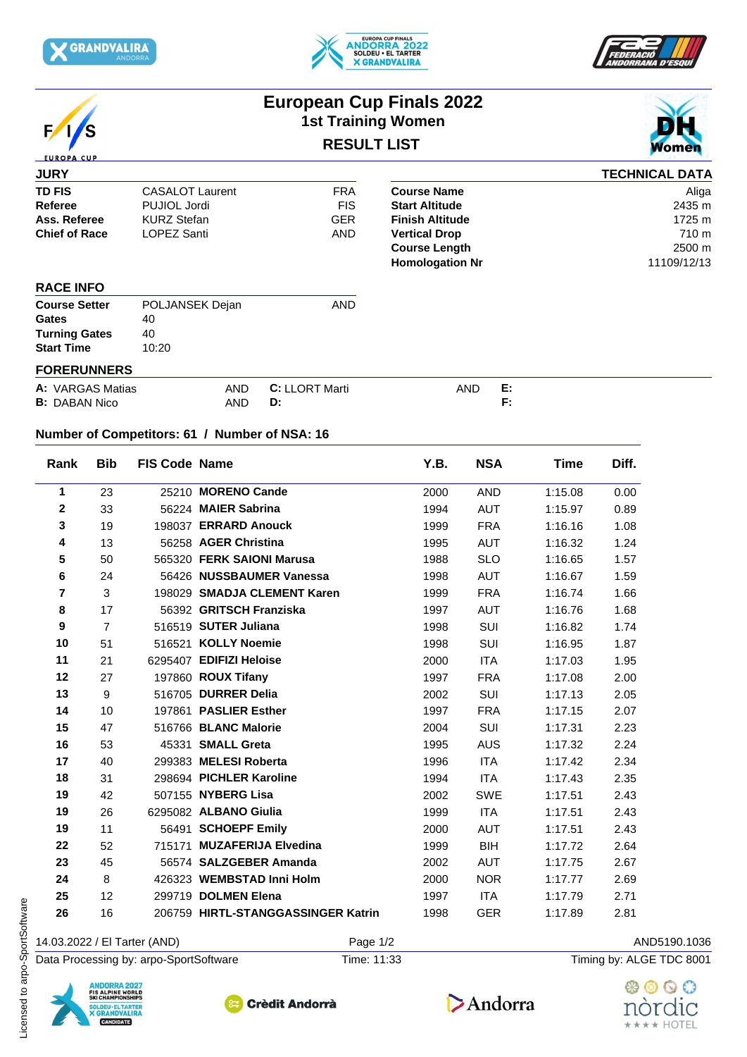# European Cup Finals 2022

## 1st Training Women

### RESULT LIST

DH Women

**JURY**

| | | |
|---|---|---|
| **TD FIS** | CASALOT Laurent | FRA |
| **Referee** | PUJIOL Jordi | FIS |
| **Ass. Referee** | KURZ Stefan | GER |
| **Chief of Race** | LOPEZ Santi | AND |

**TECHNICAL DATA**

| | |
|---|---|
| **Course Name** | Aliga |
| **Start Altitude** | 2435 m |
| **Finish Altitude** | 1725 m |
| **Vertical Drop** | 710 m |
| **Course Length** | 2500 m |
| **Homologation Nr** | 11109/12/13 |

**RACE INFO**

| | | |
|---|---|---|
| **Course Setter** | POLJANSEK Dejan | AND |
| **Gates** | 40 | |
| **Turning Gates** | 40 | |
| **Start Time** | 10:20 | |

**FORERUNNERS**

| | | | | |
|---|---|---|---|---|
| **A:** VARGAS Matias | AND | **C:** LLORT Marti | AND | **E:** |
| **B:** DABAN Nico | AND | **D:** | | **F:** |

**Number of Competitors: 61 / Number of NSA: 16**

| Rank | Bib | FIS Code | Name | Y.B. | NSA | Time | Diff. |
|---|---|---|---|---|---|---|---|
| 1 | 23 | 25210 | **MORENO Cande** | 2000 | AND | 1:15.08 | 0.00 |
| 2 | 33 | 56224 | **MAIER Sabrina** | 1994 | AUT | 1:15.97 | 0.89 |
| 3 | 19 | 198037 | **ERRARD Anouck** | 1999 | FRA | 1:16.16 | 1.08 |
| 4 | 13 | 56258 | **AGER Christina** | 1995 | AUT | 1:16.32 | 1.24 |
| 5 | 50 | 565320 | **FERK SAIONI Marusa** | 1988 | SLO | 1:16.65 | 1.57 |
| 6 | 24 | 56426 | **NUSSBAUMER Vanessa** | 1998 | AUT | 1:16.67 | 1.59 |
| 7 | 3 | 198029 | **SMADJA CLEMENT Karen** | 1999 | FRA | 1:16.74 | 1.66 |
| 8 | 17 | 56392 | **GRITSCH Franziska** | 1997 | AUT | 1:16.76 | 1.68 |
| 9 | 7 | 516519 | **SUTER Juliana** | 1998 | SUI | 1:16.82 | 1.74 |
| 10 | 51 | 516521 | **KOLLY Noemie** | 1998 | SUI | 1:16.95 | 1.87 |
| 11 | 21 | 6295407 | **EDIFIZI Heloise** | 2000 | ITA | 1:17.03 | 1.95 |
| 12 | 27 | 197860 | **ROUX Tifany** | 1997 | FRA | 1:17.08 | 2.00 |
| 13 | 9 | 516705 | **DURRER Delia** | 2002 | SUI | 1:17.13 | 2.05 |
| 14 | 10 | 197861 | **PASLIER Esther** | 1997 | FRA | 1:17.15 | 2.07 |
| 15 | 47 | 516766 | **BLANC Malorie** | 2004 | SUI | 1:17.31 | 2.23 |
| 16 | 53 | 45331 | **SMALL Greta** | 1995 | AUS | 1:17.32 | 2.24 |
| 17 | 40 | 299383 | **MELESI Roberta** | 1996 | ITA | 1:17.42 | 2.34 |
| 18 | 31 | 298694 | **PICHLER Karoline** | 1994 | ITA | 1:17.43 | 2.35 |
| 19 | 42 | 507155 | **NYBERG Lisa** | 2002 | SWE | 1:17.51 | 2.43 |
| 19 | 26 | 6295082 | **ALBANO Giulia** | 1999 | ITA | 1:17.51 | 2.43 |
| 19 | 11 | 56491 | **SCHOEPF Emily** | 2000 | AUT | 1:17.51 | 2.43 |
| 22 | 52 | 715171 | **MUZAFERIJA Elvedina** | 1999 | BIH | 1:17.72 | 2.64 |
| 23 | 45 | 56574 | **SALZGEBER Amanda** | 2002 | AUT | 1:17.75 | 2.67 |
| 24 | 8 | 426323 | **WEMBSTAD Inni Holm** | 2000 | NOR | 1:17.77 | 2.69 |
| 25 | 12 | 299719 | **DOLMEN Elena** | 1997 | ITA | 1:17.79 | 2.71 |
| 26 | 16 | 206759 | **HIRTL-STANGGASSINGER Katrin** | 1998 | GER | 1:17.89 | 2.81 |

14.03.2022 / El Tarter (AND) — AND5190.1036

Data Processing by: arpo-SportSoftware — Time: 11:33 — Timing by: ALGE TDC 8001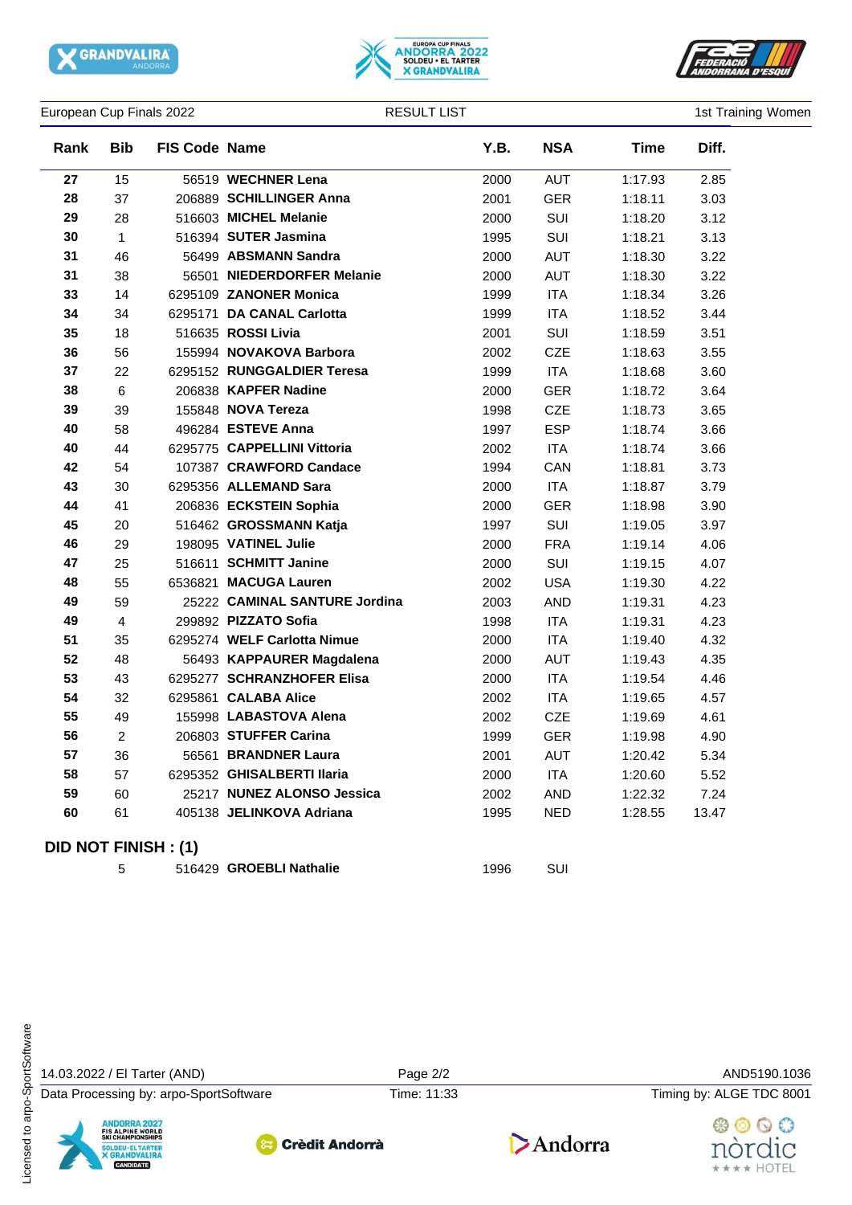European Cup Finals 2022 | RESULT LIST | 1st Training Women

| Rank | Bib | FIS Code | Name | Y.B. | NSA | Time | Diff. |
|---|---|---|---|---|---|---|---|
| 27 | 15 | 56519 | **WECHNER Lena** | 2000 | AUT | 1:17.93 | 2.85 |
| 28 | 37 | 206889 | **SCHILLINGER Anna** | 2001 | GER | 1:18.11 | 3.03 |
| 29 | 28 | 516603 | **MICHEL Melanie** | 2000 | SUI | 1:18.20 | 3.12 |
| 30 | 1 | 516394 | **SUTER Jasmina** | 1995 | SUI | 1:18.21 | 3.13 |
| 31 | 46 | 56499 | **ABSMANN Sandra** | 2000 | AUT | 1:18.30 | 3.22 |
| 31 | 38 | 56501 | **NIEDERDORFER Melanie** | 2000 | AUT | 1:18.30 | 3.22 |
| 33 | 14 | 6295109 | **ZANONER Monica** | 1999 | ITA | 1:18.34 | 3.26 |
| 34 | 34 | 6295171 | **DA CANAL Carlotta** | 1999 | ITA | 1:18.52 | 3.44 |
| 35 | 18 | 516635 | **ROSSI Livia** | 2001 | SUI | 1:18.59 | 3.51 |
| 36 | 56 | 155994 | **NOVAKOVA Barbora** | 2002 | CZE | 1:18.63 | 3.55 |
| 37 | 22 | 6295152 | **RUNGGALDIER Teresa** | 1999 | ITA | 1:18.68 | 3.60 |
| 38 | 6 | 206838 | **KAPFER Nadine** | 2000 | GER | 1:18.72 | 3.64 |
| 39 | 39 | 155848 | **NOVA Tereza** | 1998 | CZE | 1:18.73 | 3.65 |
| 40 | 58 | 496284 | **ESTEVE Anna** | 1997 | ESP | 1:18.74 | 3.66 |
| 40 | 44 | 6295775 | **CAPPELLINI Vittoria** | 2002 | ITA | 1:18.74 | 3.66 |
| 42 | 54 | 107387 | **CRAWFORD Candace** | 1994 | CAN | 1:18.81 | 3.73 |
| 43 | 30 | 6295356 | **ALLEMAND Sara** | 2000 | ITA | 1:18.87 | 3.79 |
| 44 | 41 | 206836 | **ECKSTEIN Sophia** | 2000 | GER | 1:18.98 | 3.90 |
| 45 | 20 | 516462 | **GROSSMANN Katja** | 1997 | SUI | 1:19.05 | 3.97 |
| 46 | 29 | 198095 | **VATINEL Julie** | 2000 | FRA | 1:19.14 | 4.06 |
| 47 | 25 | 516611 | **SCHMITT Janine** | 2000 | SUI | 1:19.15 | 4.07 |
| 48 | 55 | 6536821 | **MACUGA Lauren** | 2002 | USA | 1:19.30 | 4.22 |
| 49 | 59 | 25222 | **CAMINAL SANTURE Jordina** | 2003 | AND | 1:19.31 | 4.23 |
| 49 | 4 | 299892 | **PIZZATO Sofia** | 1998 | ITA | 1:19.31 | 4.23 |
| 51 | 35 | 6295274 | **WELF Carlotta Nimue** | 2000 | ITA | 1:19.40 | 4.32 |
| 52 | 48 | 56493 | **KAPPAURER Magdalena** | 2000 | AUT | 1:19.43 | 4.35 |
| 53 | 43 | 6295277 | **SCHRANZHOFER Elisa** | 2000 | ITA | 1:19.54 | 4.46 |
| 54 | 32 | 6295861 | **CALABA Alice** | 2002 | ITA | 1:19.65 | 4.57 |
| 55 | 49 | 155998 | **LABASTOVA Alena** | 2002 | CZE | 1:19.69 | 4.61 |
| 56 | 2 | 206803 | **STUFFER Carina** | 1999 | GER | 1:19.98 | 4.90 |
| 57 | 36 | 56561 | **BRANDNER Laura** | 2001 | AUT | 1:20.42 | 5.34 |
| 58 | 57 | 6295352 | **GHISALBERTI Ilaria** | 2000 | ITA | 1:20.60 | 5.52 |
| 59 | 60 | 25217 | **NUNEZ ALONSO Jessica** | 2002 | AND | 1:22.32 | 7.24 |
| 60 | 61 | 405138 | **JELINKOVA Adriana** | 1995 | NED | 1:28.55 | 13.47 |

## DID NOT FINISH : (1)

| Rank | Bib | FIS Code | Name | Y.B. | NSA | Time | Diff. |
|---|---|---|---|---|---|---|---|
| | 5 | 516429 | **GROEBLI Nathalie** | 1996 | SUI | | |

14.03.2022 / El Tarter (AND) | AND5190.1036

Data Processing by: arpo-SportSoftware | Time: 11:33 | Timing by: ALGE TDC 8001

Licensed to arpo-SportSoftware